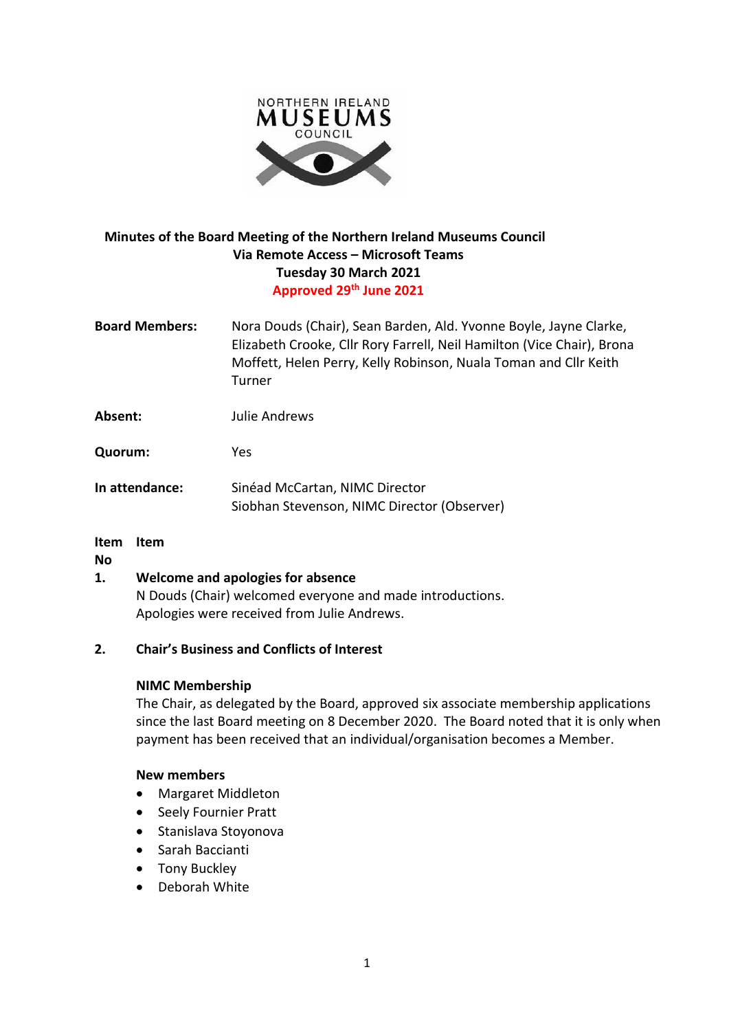# Minutes of the Board Meeting of the Northern Ireland Museums Council
## Via Remote Access – Microsoft Teams
## Tuesday 30 March 2021
## Approved 29th June 2021

**Board Members:** Nora Douds (Chair), Sean Barden, Ald. Yvonne Boyle, Jayne Clarke, Elizabeth Crooke, Cllr Rory Farrell, Neil Hamilton (Vice Chair), Brona Moffett, Helen Perry, Kelly Robinson, Nuala Toman and Cllr Keith Turner

**Absent:** Julie Andrews

**Quorum:** Yes

**In attendance:** Sinéad McCartan, NIMC Director
Siobhan Stevenson, NIMC Director (Observer)

| Item No | Item |
|---|---|

**1. Welcome and apologies for absence**

N Douds (Chair) welcomed everyone and made introductions.
Apologies were received from Julie Andrews.

**2. Chair's Business and Conflicts of Interest**

**NIMC Membership**

The Chair, as delegated by the Board, approved six associate membership applications since the last Board meeting on 8 December 2020. The Board noted that it is only when payment has been received that an individual/organisation becomes a Member.

**New members**

- Margaret Middleton
- Seely Fournier Pratt
- Stanislava Stoyonova
- Sarah Baccianti
- Tony Buckley
- Deborah White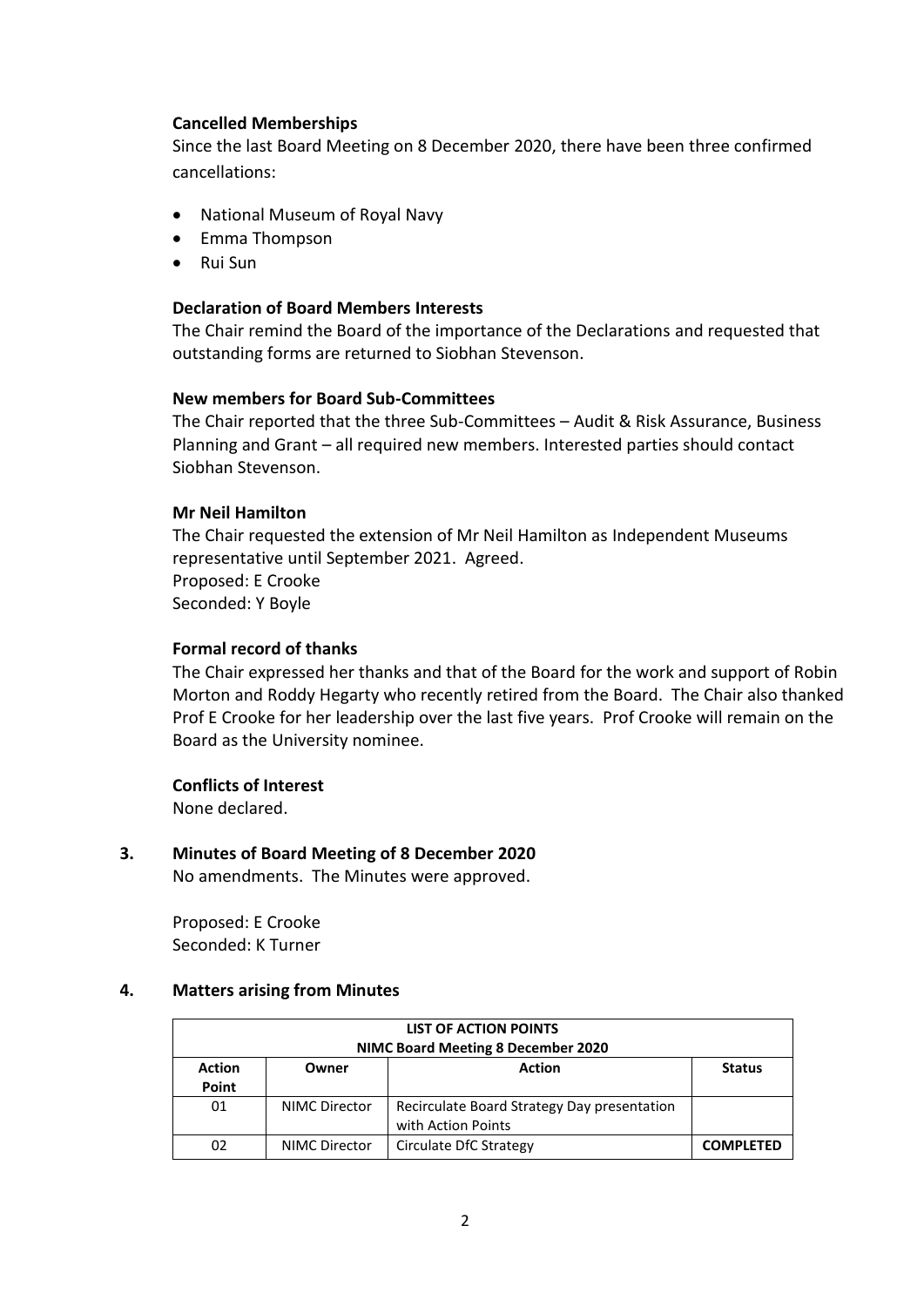**Cancelled Memberships**

Since the last Board Meeting on 8 December 2020, there have been three confirmed cancellations:

- National Museum of Royal Navy
- Emma Thompson
- Rui Sun

**Declaration of Board Members Interests**

The Chair remind the Board of the importance of the Declarations and requested that outstanding forms are returned to Siobhan Stevenson.

**New members for Board Sub-Committees**

The Chair reported that the three Sub-Committees – Audit & Risk Assurance, Business Planning and Grant – all required new members. Interested parties should contact Siobhan Stevenson.

**Mr Neil Hamilton**

The Chair requested the extension of Mr Neil Hamilton as Independent Museums representative until September 2021. Agreed.
Proposed: E Crooke
Seconded: Y Boyle

**Formal record of thanks**

The Chair expressed her thanks and that of the Board for the work and support of Robin Morton and Roddy Hegarty who recently retired from the Board. The Chair also thanked Prof E Crooke for her leadership over the last five years. Prof Crooke will remain on the Board as the University nominee.

**Conflicts of Interest**

None declared.

## 3. Minutes of Board Meeting of 8 December 2020

No amendments. The Minutes were approved.

Proposed: E Crooke
Seconded: K Turner

## 4. Matters arising from Minutes

| LIST OF ACTION POINTS<br>NIMC Board Meeting 8 December 2020 | | | |
|---|---|---|---|
| **Action Point** | **Owner** | **Action** | **Status** |
| 01 | NIMC Director | Recirculate Board Strategy Day presentation with Action Points | |
| 02 | NIMC Director | Circulate DfC Strategy | **COMPLETED** |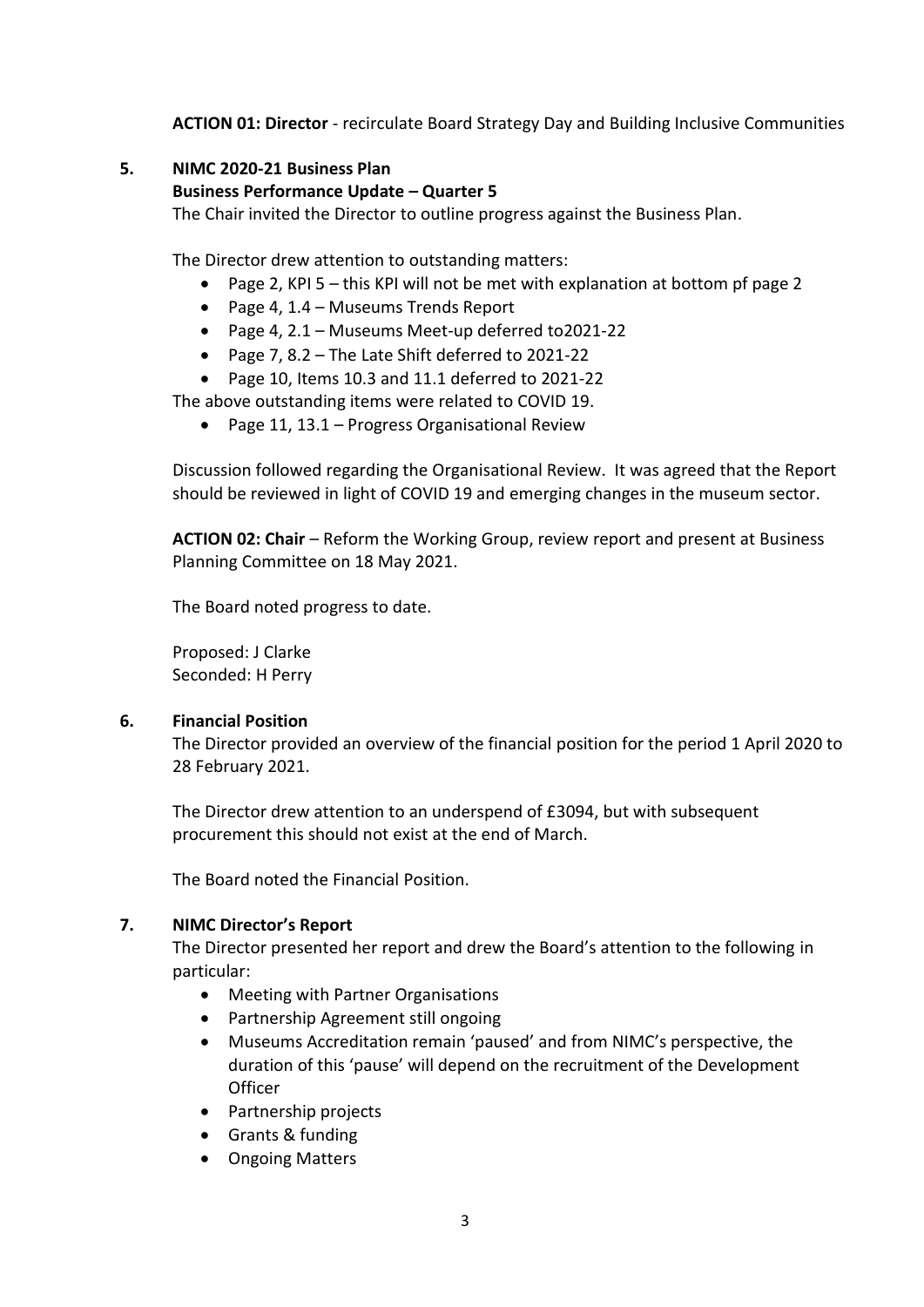**ACTION 01: Director** - recirculate Board Strategy Day and Building Inclusive Communities

**5. NIMC 2020-21 Business Plan**

**Business Performance Update – Quarter 5**

The Chair invited the Director to outline progress against the Business Plan.

The Director drew attention to outstanding matters:

- Page 2, KPI 5 – this KPI will not be met with explanation at bottom pf page 2
- Page 4, 1.4 – Museums Trends Report
- Page 4, 2.1 – Museums Meet-up deferred to2021-22
- Page 7, 8.2 – The Late Shift deferred to 2021-22
- Page 10, Items 10.3 and 11.1 deferred to 2021-22

The above outstanding items were related to COVID 19.

- Page 11, 13.1 – Progress Organisational Review

Discussion followed regarding the Organisational Review. It was agreed that the Report should be reviewed in light of COVID 19 and emerging changes in the museum sector.

**ACTION 02: Chair** – Reform the Working Group, review report and present at Business Planning Committee on 18 May 2021.

The Board noted progress to date.

Proposed: J Clarke
Seconded: H Perry

**6. Financial Position**

The Director provided an overview of the financial position for the period 1 April 2020 to 28 February 2021.

The Director drew attention to an underspend of £3094, but with subsequent procurement this should not exist at the end of March.

The Board noted the Financial Position.

**7. NIMC Director's Report**

The Director presented her report and drew the Board's attention to the following in particular:

- Meeting with Partner Organisations
- Partnership Agreement still ongoing
- Museums Accreditation remain 'paused' and from NIMC's perspective, the duration of this 'pause' will depend on the recruitment of the Development Officer
- Partnership projects
- Grants & funding
- Ongoing Matters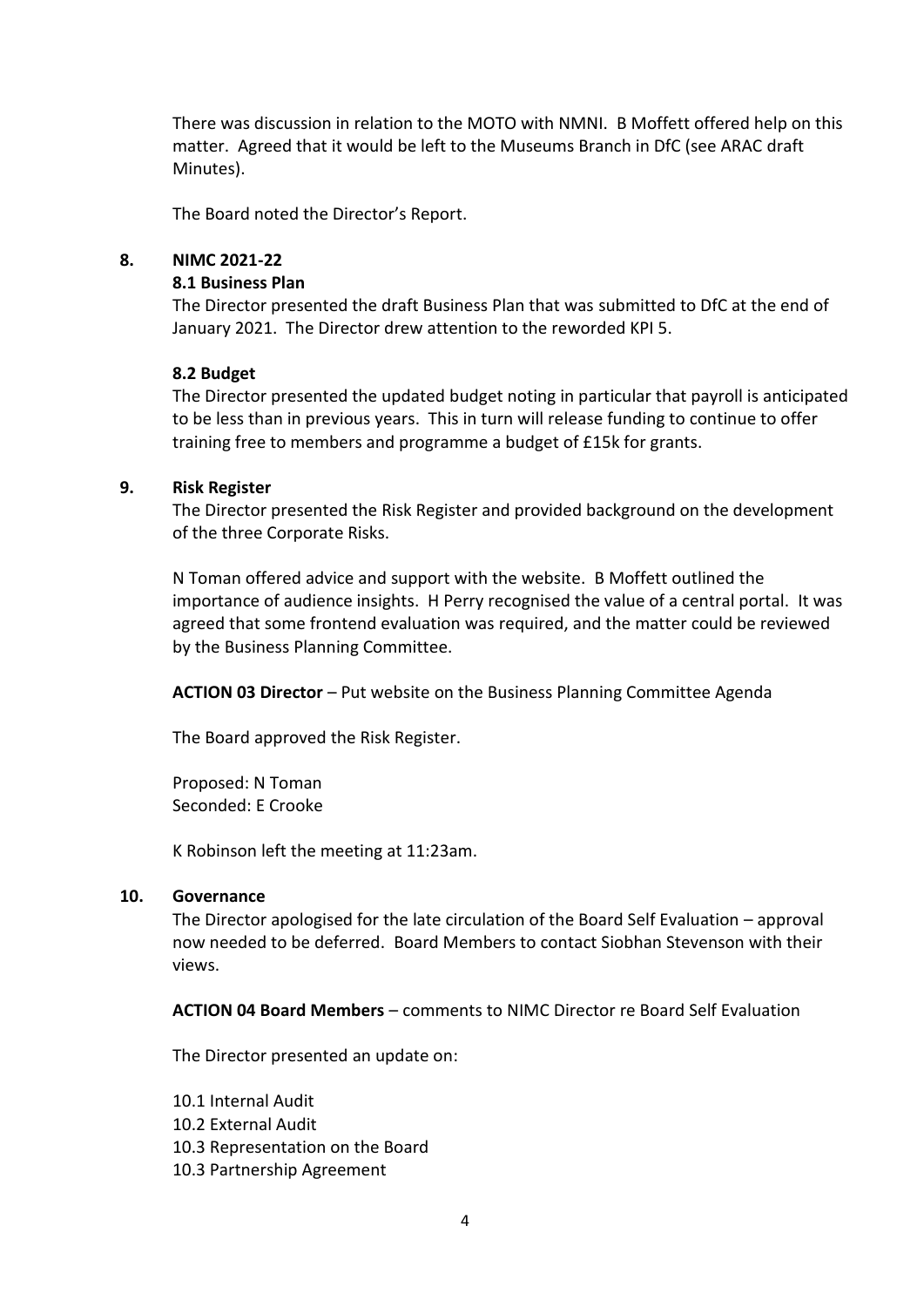There was discussion in relation to the MOTO with NMNI. B Moffett offered help on this matter. Agreed that it would be left to the Museums Branch in DfC (see ARAC draft Minutes).

The Board noted the Director's Report.

## 8. NIMC 2021-22

### 8.1 Business Plan

The Director presented the draft Business Plan that was submitted to DfC at the end of January 2021. The Director drew attention to the reworded KPI 5.

### 8.2 Budget

The Director presented the updated budget noting in particular that payroll is anticipated to be less than in previous years. This in turn will release funding to continue to offer training free to members and programme a budget of £15k for grants.

## 9. Risk Register

The Director presented the Risk Register and provided background on the development of the three Corporate Risks.

N Toman offered advice and support with the website. B Moffett outlined the importance of audience insights. H Perry recognised the value of a central portal. It was agreed that some frontend evaluation was required, and the matter could be reviewed by the Business Planning Committee.

**ACTION 03 Director** – Put website on the Business Planning Committee Agenda

The Board approved the Risk Register.

Proposed: N Toman
Seconded: E Crooke

K Robinson left the meeting at 11:23am.

## 10. Governance

The Director apologised for the late circulation of the Board Self Evaluation – approval now needed to be deferred. Board Members to contact Siobhan Stevenson with their views.

**ACTION 04 Board Members** – comments to NIMC Director re Board Self Evaluation

The Director presented an update on:

10.1 Internal Audit
10.2 External Audit
10.3 Representation on the Board
10.3 Partnership Agreement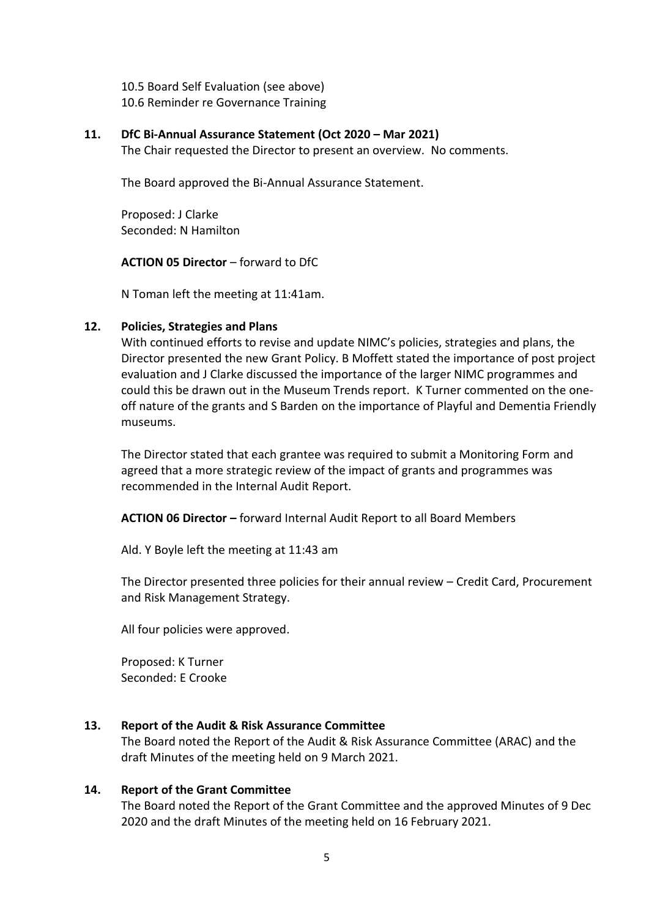10.5 Board Self Evaluation (see above)
10.6 Reminder re Governance Training

**11. DfC Bi-Annual Assurance Statement (Oct 2020 – Mar 2021)**

The Chair requested the Director to present an overview. No comments.

The Board approved the Bi-Annual Assurance Statement.

Proposed: J Clarke
Seconded: N Hamilton

**ACTION 05 Director** – forward to DfC

N Toman left the meeting at 11:41am.

**12. Policies, Strategies and Plans**

With continued efforts to revise and update NIMC's policies, strategies and plans, the Director presented the new Grant Policy. B Moffett stated the importance of post project evaluation and J Clarke discussed the importance of the larger NIMC programmes and could this be drawn out in the Museum Trends report. K Turner commented on the one-off nature of the grants and S Barden on the importance of Playful and Dementia Friendly museums.

The Director stated that each grantee was required to submit a Monitoring Form and agreed that a more strategic review of the impact of grants and programmes was recommended in the Internal Audit Report.

**ACTION 06 Director –** forward Internal Audit Report to all Board Members

Ald. Y Boyle left the meeting at 11:43 am

The Director presented three policies for their annual review – Credit Card, Procurement and Risk Management Strategy.

All four policies were approved.

Proposed: K Turner
Seconded: E Crooke

**13. Report of the Audit & Risk Assurance Committee**

The Board noted the Report of the Audit & Risk Assurance Committee (ARAC) and the draft Minutes of the meeting held on 9 March 2021.

**14. Report of the Grant Committee**

The Board noted the Report of the Grant Committee and the approved Minutes of 9 Dec 2020 and the draft Minutes of the meeting held on 16 February 2021.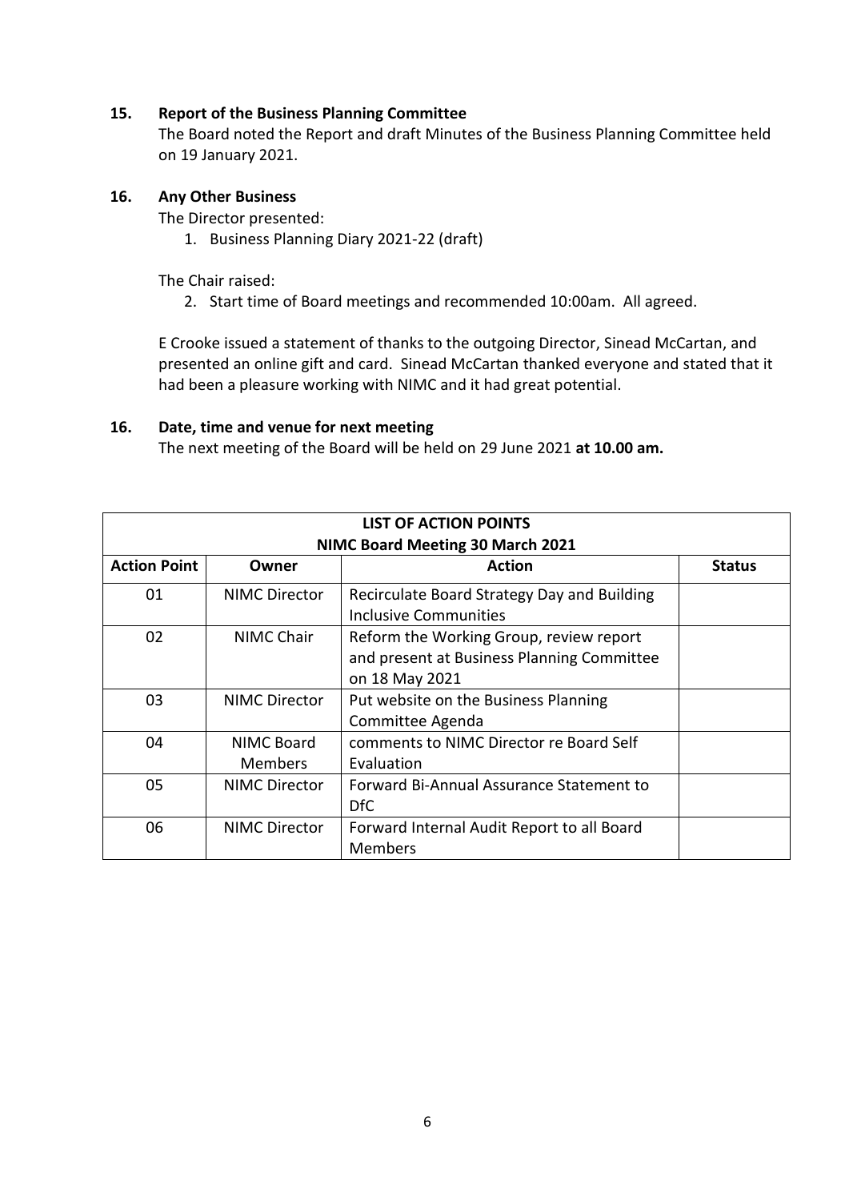### 15. Report of the Business Planning Committee

The Board noted the Report and draft Minutes of the Business Planning Committee held on 19 January 2021.

### 16. Any Other Business

The Director presented:

1. Business Planning Diary 2021-22 (draft)

The Chair raised:

2. Start time of Board meetings and recommended 10:00am. All agreed.

E Crooke issued a statement of thanks to the outgoing Director, Sinead McCartan, and presented an online gift and card. Sinead McCartan thanked everyone and stated that it had been a pleasure working with NIMC and it had great potential.

### 16. Date, time and venue for next meeting

The next meeting of the Board will be held on 29 June 2021 **at 10.00 am.**

| LIST OF ACTION POINTS NIMC Board Meeting 30 March 2021 | | | |
|---|---|---|---|
| **Action Point** | **Owner** | **Action** | **Status** |
| 01 | NIMC Director | Recirculate Board Strategy Day and Building Inclusive Communities | |
| 02 | NIMC Chair | Reform the Working Group, review report and present at Business Planning Committee on 18 May 2021 | |
| 03 | NIMC Director | Put website on the Business Planning Committee Agenda | |
| 04 | NIMC Board Members | comments to NIMC Director re Board Self Evaluation | |
| 05 | NIMC Director | Forward Bi-Annual Assurance Statement to DfC | |
| 06 | NIMC Director | Forward Internal Audit Report to all Board Members | |